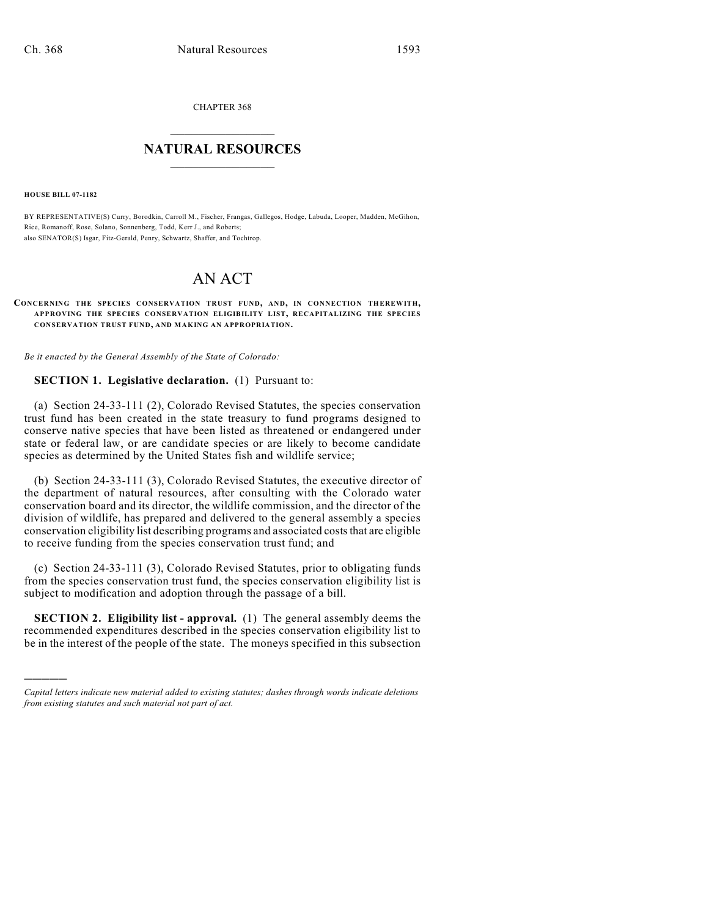CHAPTER 368

# NATURAL RESOURCES

**HOUSE BILL 07-1182**

BY REPRESENTATIVE(S) Curry, Borodkin, Carroll M., Fischer, Frangas, Gallegos, Hodge, Labuda, Looper, Madden, McGihon, Rice, Romanoff, Rose, Solano, Sonnenberg, Todd, Kerr J., and Roberts;
also SENATOR(S) Isgar, Fitz-Gerald, Penry, Schwartz, Shaffer, and Tochtrop.

# AN ACT

**CONCERNING THE SPECIES CONSERVATION TRUST FUND, AND, IN CONNECTION THEREWITH, APPROVING THE SPECIES CONSERVATION ELIGIBILITY LIST, RECAPITALIZING THE SPECIES CONSERVATION TRUST FUND, AND MAKING AN APPROPRIATION.**

*Be it enacted by the General Assembly of the State of Colorado:*

**SECTION 1. Legislative declaration.** (1) Pursuant to:

(a) Section 24-33-111 (2), Colorado Revised Statutes, the species conservation trust fund has been created in the state treasury to fund programs designed to conserve native species that have been listed as threatened or endangered under state or federal law, or are candidate species or are likely to become candidate species as determined by the United States fish and wildlife service;

(b) Section 24-33-111 (3), Colorado Revised Statutes, the executive director of the department of natural resources, after consulting with the Colorado water conservation board and its director, the wildlife commission, and the director of the division of wildlife, has prepared and delivered to the general assembly a species conservation eligibility list describing programs and associated costs that are eligible to receive funding from the species conservation trust fund; and

(c) Section 24-33-111 (3), Colorado Revised Statutes, prior to obligating funds from the species conservation trust fund, the species conservation eligibility list is subject to modification and adoption through the passage of a bill.

**SECTION 2. Eligibility list - approval.** (1) The general assembly deems the recommended expenditures described in the species conservation eligibility list to be in the interest of the people of the state. The moneys specified in this subsection

---

*Capital letters indicate new material added to existing statutes; dashes through words indicate deletions from existing statutes and such material not part of act.*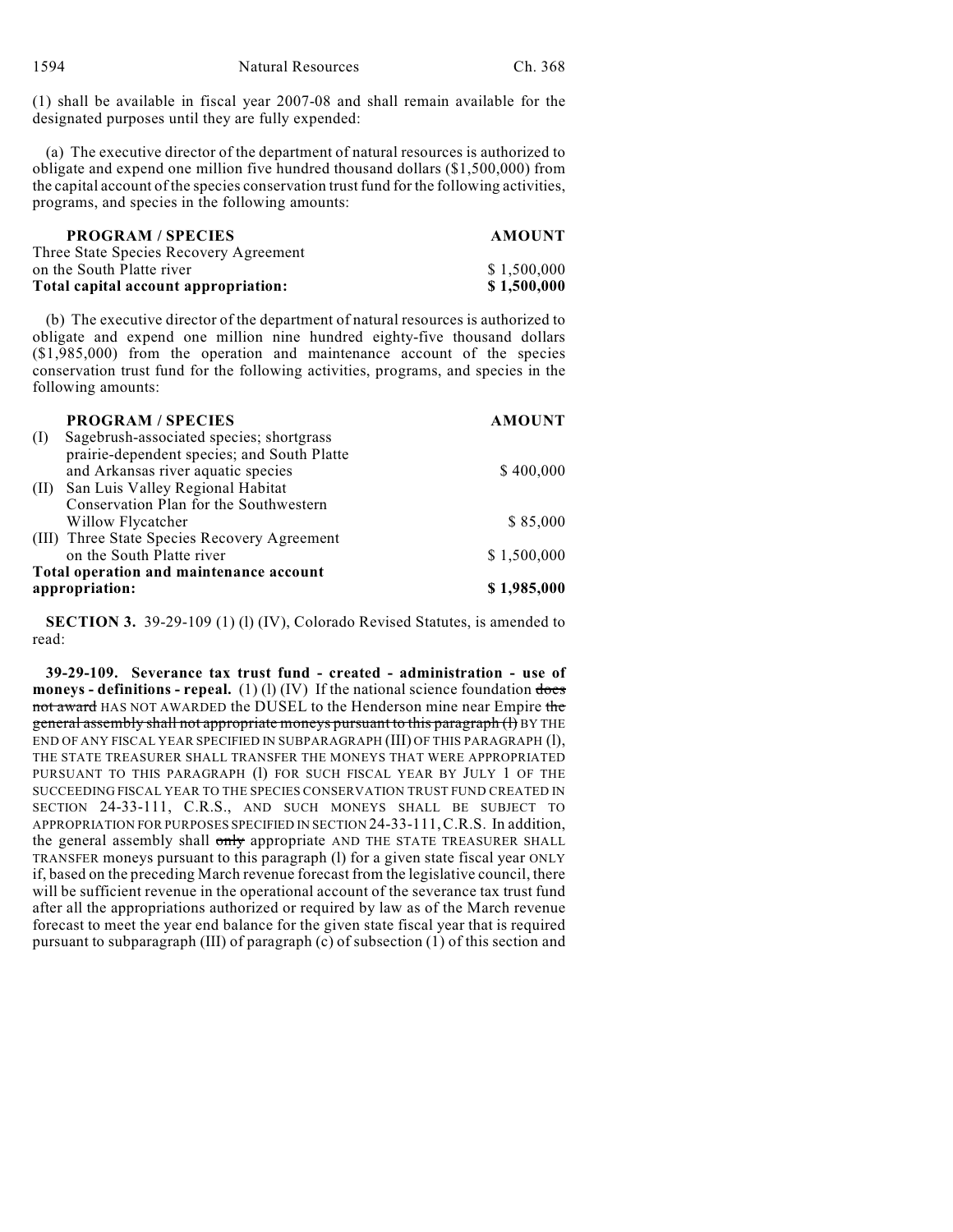(1) shall be available in fiscal year 2007-08 and shall remain available for the designated purposes until they are fully expended:

(a) The executive director of the department of natural resources is authorized to obligate and expend one million five hundred thousand dollars ($1,500,000) from the capital account of the species conservation trust fund for the following activities, programs, and species in the following amounts:

| PROGRAM / SPECIES | AMOUNT |
|---|---|
| Three State Species Recovery Agreement on the South Platte river | $ 1,500,000 |
| **Total capital account appropriation:** | **$ 1,500,000** |

(b) The executive director of the department of natural resources is authorized to obligate and expend one million nine hundred eighty-five thousand dollars ($1,985,000) from the operation and maintenance account of the species conservation trust fund for the following activities, programs, and species in the following amounts:

| PROGRAM / SPECIES | AMOUNT |
|---|---|
| (I) Sagebrush-associated species; shortgrass prairie-dependent species; and South Platte and Arkansas river aquatic species | $ 400,000 |
| (II) San Luis Valley Regional Habitat Conservation Plan for the Southwestern Willow Flycatcher | $ 85,000 |
| (III) Three State Species Recovery Agreement on the South Platte river | $ 1,500,000 |
| **Total operation and maintenance account appropriation:** | **$ 1,985,000** |

**SECTION 3.** 39-29-109 (1) (l) (IV), Colorado Revised Statutes, is amended to read:

**39-29-109. Severance tax trust fund - created - administration - use of moneys - definitions - repeal.** (1) (l) (IV) If the national science foundation ~~does not award~~ HAS NOT AWARDED the DUSEL to the Henderson mine near Empire ~~the general assembly shall not appropriate moneys pursuant to this paragraph (l)~~ BY THE END OF ANY FISCAL YEAR SPECIFIED IN SUBPARAGRAPH (III) OF THIS PARAGRAPH (l), THE STATE TREASURER SHALL TRANSFER THE MONEYS THAT WERE APPROPRIATED PURSUANT TO THIS PARAGRAPH (l) FOR SUCH FISCAL YEAR BY JULY 1 OF THE SUCCEEDING FISCAL YEAR TO THE SPECIES CONSERVATION TRUST FUND CREATED IN SECTION 24-33-111, C.R.S., AND SUCH MONEYS SHALL BE SUBJECT TO APPROPRIATION FOR PURPOSES SPECIFIED IN SECTION 24-33-111, C.R.S. In addition, the general assembly shall ~~only~~ appropriate AND THE STATE TREASURER SHALL TRANSFER moneys pursuant to this paragraph (l) for a given state fiscal year ONLY if, based on the preceding March revenue forecast from the legislative council, there will be sufficient revenue in the operational account of the severance tax trust fund after all the appropriations authorized or required by law as of the March revenue forecast to meet the year end balance for the given state fiscal year that is required pursuant to subparagraph (III) of paragraph (c) of subsection (1) of this section and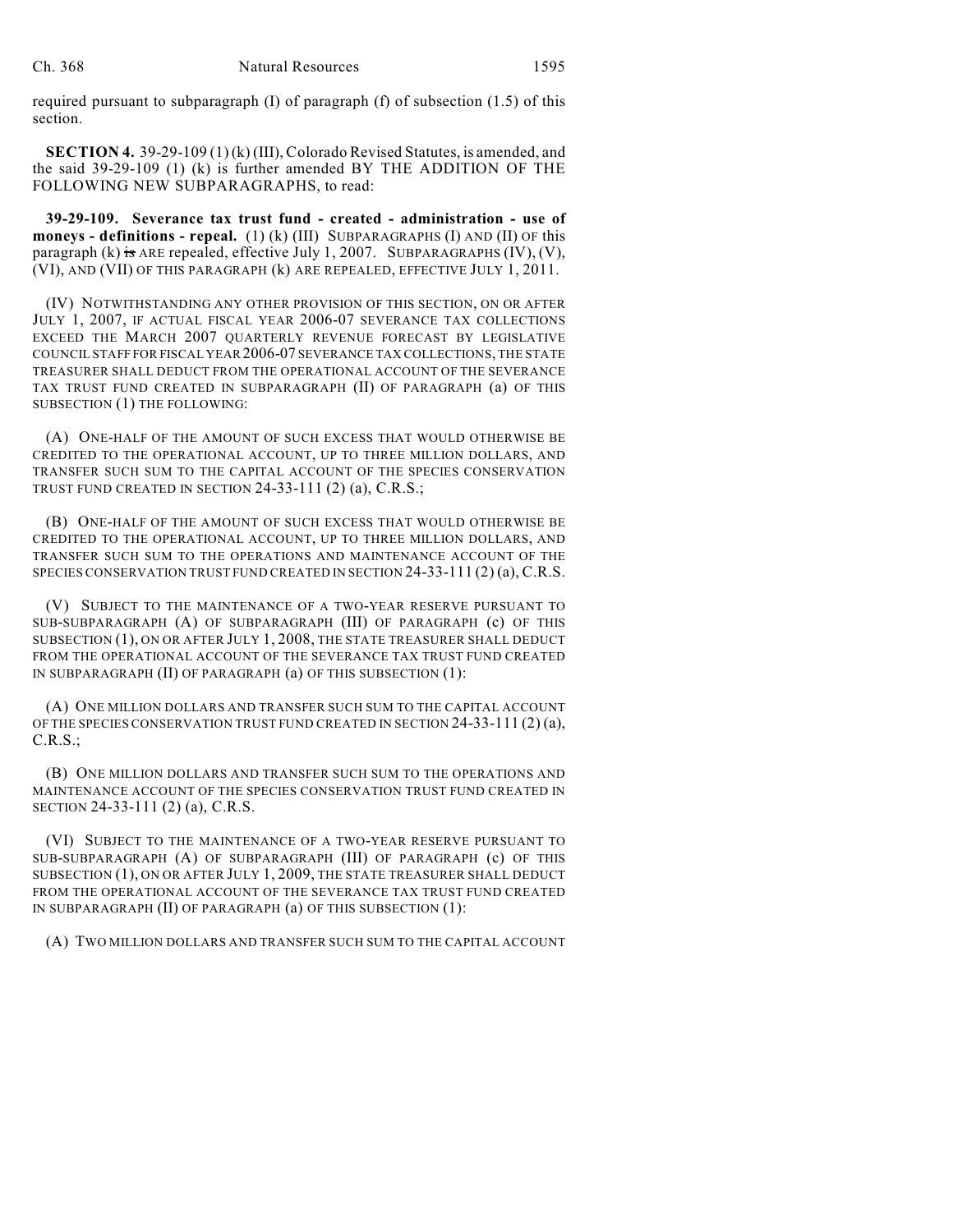required pursuant to subparagraph (I) of paragraph (f) of subsection (1.5) of this section.

**SECTION 4.** 39-29-109 (1) (k) (III), Colorado Revised Statutes, is amended, and the said 39-29-109 (1) (k) is further amended BY THE ADDITION OF THE FOLLOWING NEW SUBPARAGRAPHS, to read:

**39-29-109. Severance tax trust fund - created - administration - use of moneys - definitions - repeal.** (1) (k) (III) SUBPARAGRAPHS (I) AND (II) OF this paragraph (k) ~~is~~ ARE repealed, effective July 1, 2007. SUBPARAGRAPHS (IV), (V), (VI), AND (VII) OF THIS PARAGRAPH (k) ARE REPEALED, EFFECTIVE JULY 1, 2011.

(IV) NOTWITHSTANDING ANY OTHER PROVISION OF THIS SECTION, ON OR AFTER JULY 1, 2007, IF ACTUAL FISCAL YEAR 2006-07 SEVERANCE TAX COLLECTIONS EXCEED THE MARCH 2007 QUARTERLY REVENUE FORECAST BY LEGISLATIVE COUNCIL STAFF FOR FISCAL YEAR 2006-07 SEVERANCE TAX COLLECTIONS, THE STATE TREASURER SHALL DEDUCT FROM THE OPERATIONAL ACCOUNT OF THE SEVERANCE TAX TRUST FUND CREATED IN SUBPARAGRAPH (II) OF PARAGRAPH (a) OF THIS SUBSECTION (1) THE FOLLOWING:

(A) ONE-HALF OF THE AMOUNT OF SUCH EXCESS THAT WOULD OTHERWISE BE CREDITED TO THE OPERATIONAL ACCOUNT, UP TO THREE MILLION DOLLARS, AND TRANSFER SUCH SUM TO THE CAPITAL ACCOUNT OF THE SPECIES CONSERVATION TRUST FUND CREATED IN SECTION 24-33-111 (2) (a), C.R.S.;

(B) ONE-HALF OF THE AMOUNT OF SUCH EXCESS THAT WOULD OTHERWISE BE CREDITED TO THE OPERATIONAL ACCOUNT, UP TO THREE MILLION DOLLARS, AND TRANSFER SUCH SUM TO THE OPERATIONS AND MAINTENANCE ACCOUNT OF THE SPECIES CONSERVATION TRUST FUND CREATED IN SECTION 24-33-111 (2) (a), C.R.S.

(V) SUBJECT TO THE MAINTENANCE OF A TWO-YEAR RESERVE PURSUANT TO SUB-SUBPARAGRAPH (A) OF SUBPARAGRAPH (III) OF PARAGRAPH (c) OF THIS SUBSECTION (1), ON OR AFTER JULY 1, 2008, THE STATE TREASURER SHALL DEDUCT FROM THE OPERATIONAL ACCOUNT OF THE SEVERANCE TAX TRUST FUND CREATED IN SUBPARAGRAPH (II) OF PARAGRAPH (a) OF THIS SUBSECTION (1):

(A) ONE MILLION DOLLARS AND TRANSFER SUCH SUM TO THE CAPITAL ACCOUNT OF THE SPECIES CONSERVATION TRUST FUND CREATED IN SECTION 24-33-111 (2) (a), C.R.S.;

(B) ONE MILLION DOLLARS AND TRANSFER SUCH SUM TO THE OPERATIONS AND MAINTENANCE ACCOUNT OF THE SPECIES CONSERVATION TRUST FUND CREATED IN SECTION 24-33-111 (2) (a), C.R.S.

(VI) SUBJECT TO THE MAINTENANCE OF A TWO-YEAR RESERVE PURSUANT TO SUB-SUBPARAGRAPH (A) OF SUBPARAGRAPH (III) OF PARAGRAPH (c) OF THIS SUBSECTION (1), ON OR AFTER JULY 1, 2009, THE STATE TREASURER SHALL DEDUCT FROM THE OPERATIONAL ACCOUNT OF THE SEVERANCE TAX TRUST FUND CREATED IN SUBPARAGRAPH (II) OF PARAGRAPH (a) OF THIS SUBSECTION (1):

(A) TWO MILLION DOLLARS AND TRANSFER SUCH SUM TO THE CAPITAL ACCOUNT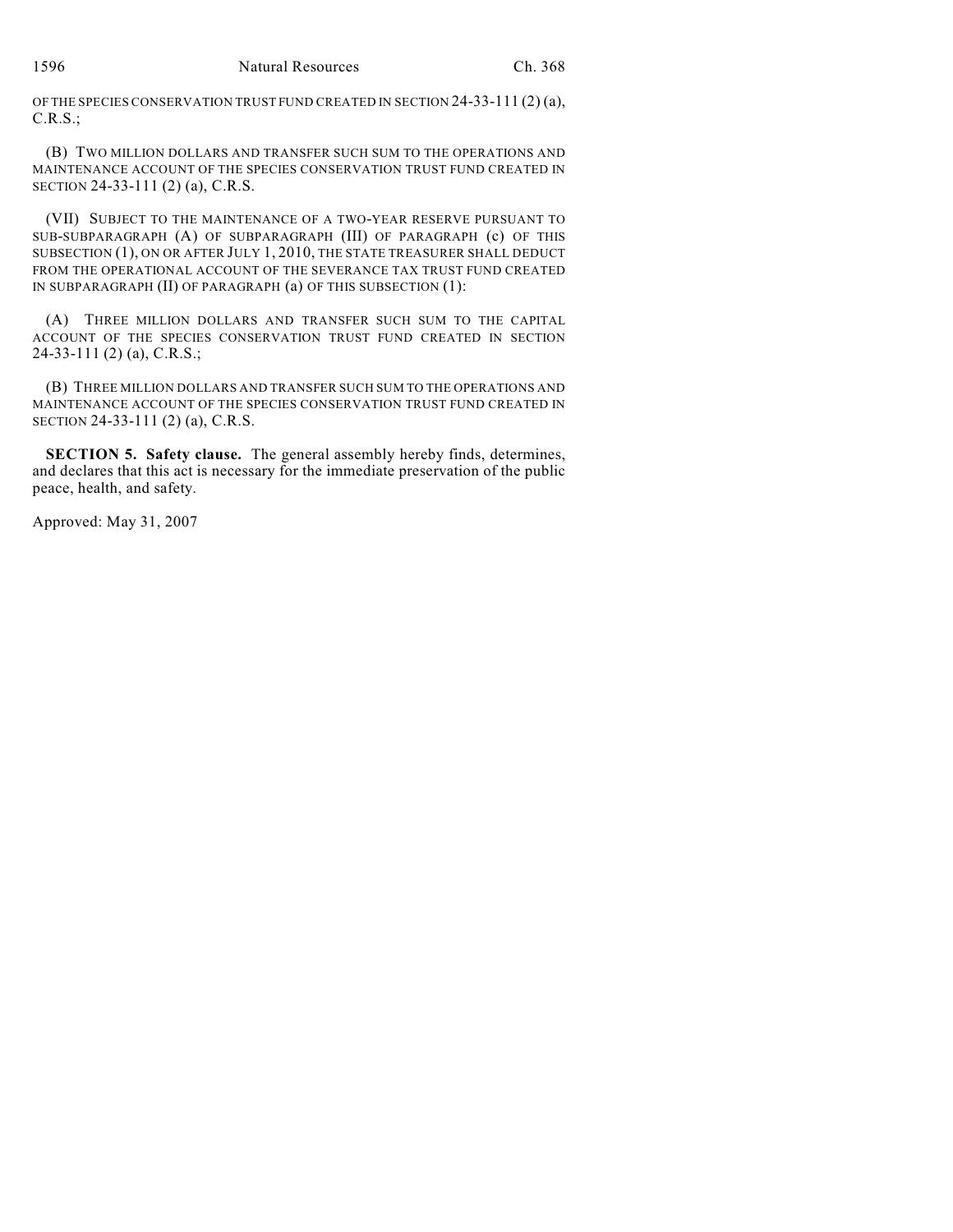OF THE SPECIES CONSERVATION TRUST FUND CREATED IN SECTION 24-33-111 (2) (a), C.R.S.;

(B) TWO MILLION DOLLARS AND TRANSFER SUCH SUM TO THE OPERATIONS AND MAINTENANCE ACCOUNT OF THE SPECIES CONSERVATION TRUST FUND CREATED IN SECTION 24-33-111 (2) (a), C.R.S.

(VII) SUBJECT TO THE MAINTENANCE OF A TWO-YEAR RESERVE PURSUANT TO SUB-SUBPARAGRAPH (A) OF SUBPARAGRAPH (III) OF PARAGRAPH (c) OF THIS SUBSECTION (1), ON OR AFTER JULY 1, 2010, THE STATE TREASURER SHALL DEDUCT FROM THE OPERATIONAL ACCOUNT OF THE SEVERANCE TAX TRUST FUND CREATED IN SUBPARAGRAPH (II) OF PARAGRAPH (a) OF THIS SUBSECTION (1):

(A) THREE MILLION DOLLARS AND TRANSFER SUCH SUM TO THE CAPITAL ACCOUNT OF THE SPECIES CONSERVATION TRUST FUND CREATED IN SECTION 24-33-111 (2) (a), C.R.S.;

(B) THREE MILLION DOLLARS AND TRANSFER SUCH SUM TO THE OPERATIONS AND MAINTENANCE ACCOUNT OF THE SPECIES CONSERVATION TRUST FUND CREATED IN SECTION 24-33-111 (2) (a), C.R.S.

**SECTION 5. Safety clause.** The general assembly hereby finds, determines, and declares that this act is necessary for the immediate preservation of the public peace, health, and safety.

Approved: May 31, 2007